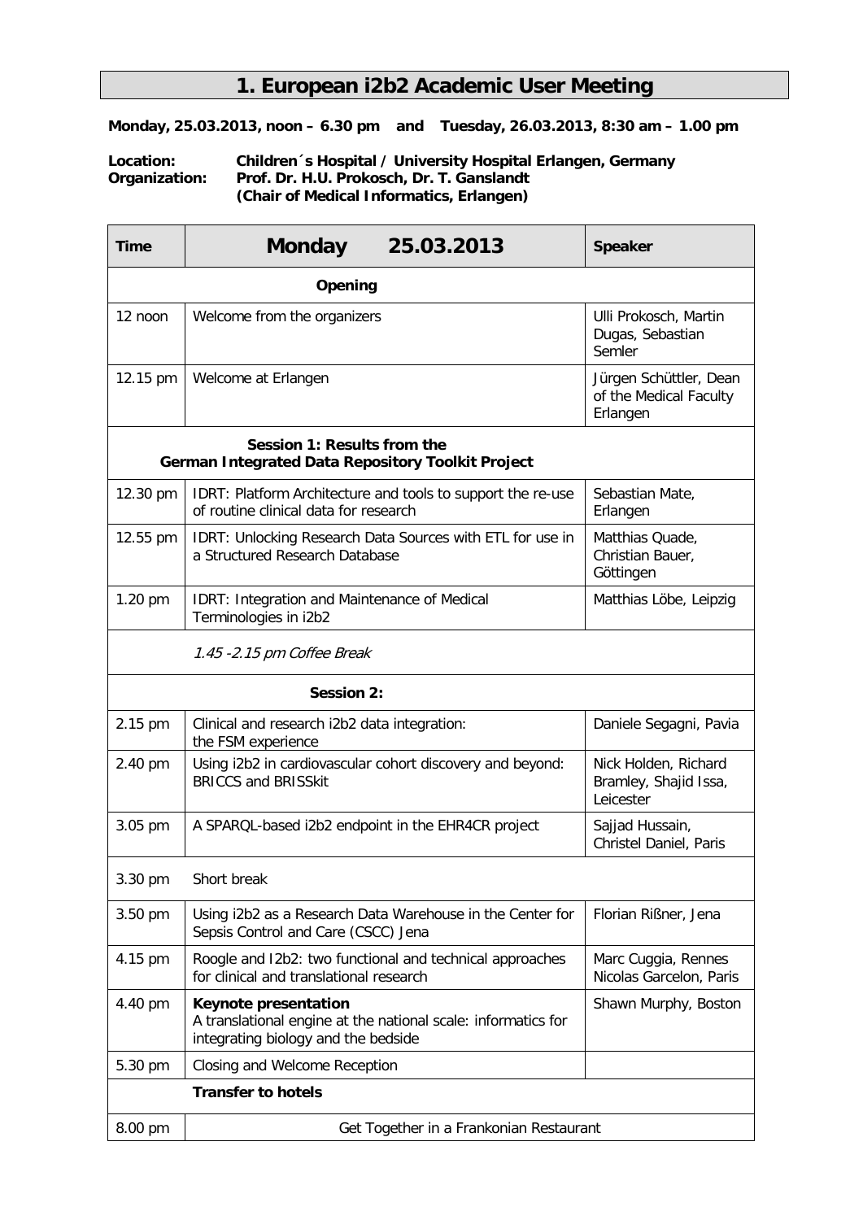# 1. European i2b2 Academic User Meeting

**Monday, 25.03.2013, noon – 6.30 pm and Tuesday, 26.03.2013, 8:30 am – 1.00 pm**

**Location:** **Children´s Hospital / University Hospital Erlangen, Germany**
**Organization:** **Prof. Dr. H.U. Prokosch, Dr. T. Ganslandt**
**(Chair of Medical Informatics, Erlangen)**

| Time | Monday 25.03.2013 | Speaker |
|---|---|---|
| | **Opening** | |
| 12 noon | Welcome from the organizers | Ulli Prokosch, Martin Dugas, Sebastian Semler |
| 12.15 pm | Welcome at Erlangen | Jürgen Schüttler, Dean of the Medical Faculty Erlangen |
| | **Session 1: Results from the German Integrated Data Repository Toolkit Project** | |
| 12.30 pm | IDRT: Platform Architecture and tools to support the re-use of routine clinical data for research | Sebastian Mate, Erlangen |
| 12.55 pm | IDRT: Unlocking Research Data Sources with ETL for use in a Structured Research Database | Matthias Quade, Christian Bauer, Göttingen |
| 1.20 pm | IDRT: Integration and Maintenance of Medical Terminologies in i2b2 | Matthias Löbe, Leipzig |
| | *1.45 -2.15 pm Coffee Break* | |
| | **Session 2:** | |
| 2.15 pm | Clinical and research i2b2 data integration: the FSM experience | Daniele Segagni, Pavia |
| 2.40 pm | Using i2b2 in cardiovascular cohort discovery and beyond: BRICCS and BRISSkit | Nick Holden, Richard Bramley, Shajid Issa, Leicester |
| 3.05 pm | A SPARQL-based i2b2 endpoint in the EHR4CR project | Sajjad Hussain, Christel Daniel, Paris |
| 3.30 pm | Short break | |
| 3.50 pm | Using i2b2 as a Research Data Warehouse in the Center for Sepsis Control and Care (CSCC) Jena | Florian Rißner, Jena |
| 4.15 pm | Roogle and I2b2: two functional and technical approaches for clinical and translational research | Marc Cuggia, Rennes Nicolas Garcelon, Paris |
| 4.40 pm | **Keynote presentation** A translational engine at the national scale: informatics for integrating biology and the bedside | Shawn Murphy, Boston |
| 5.30 pm | Closing and Welcome Reception | |
| | **Transfer to hotels** | |
| 8.00 pm | Get Together in a Frankonian Restaurant | |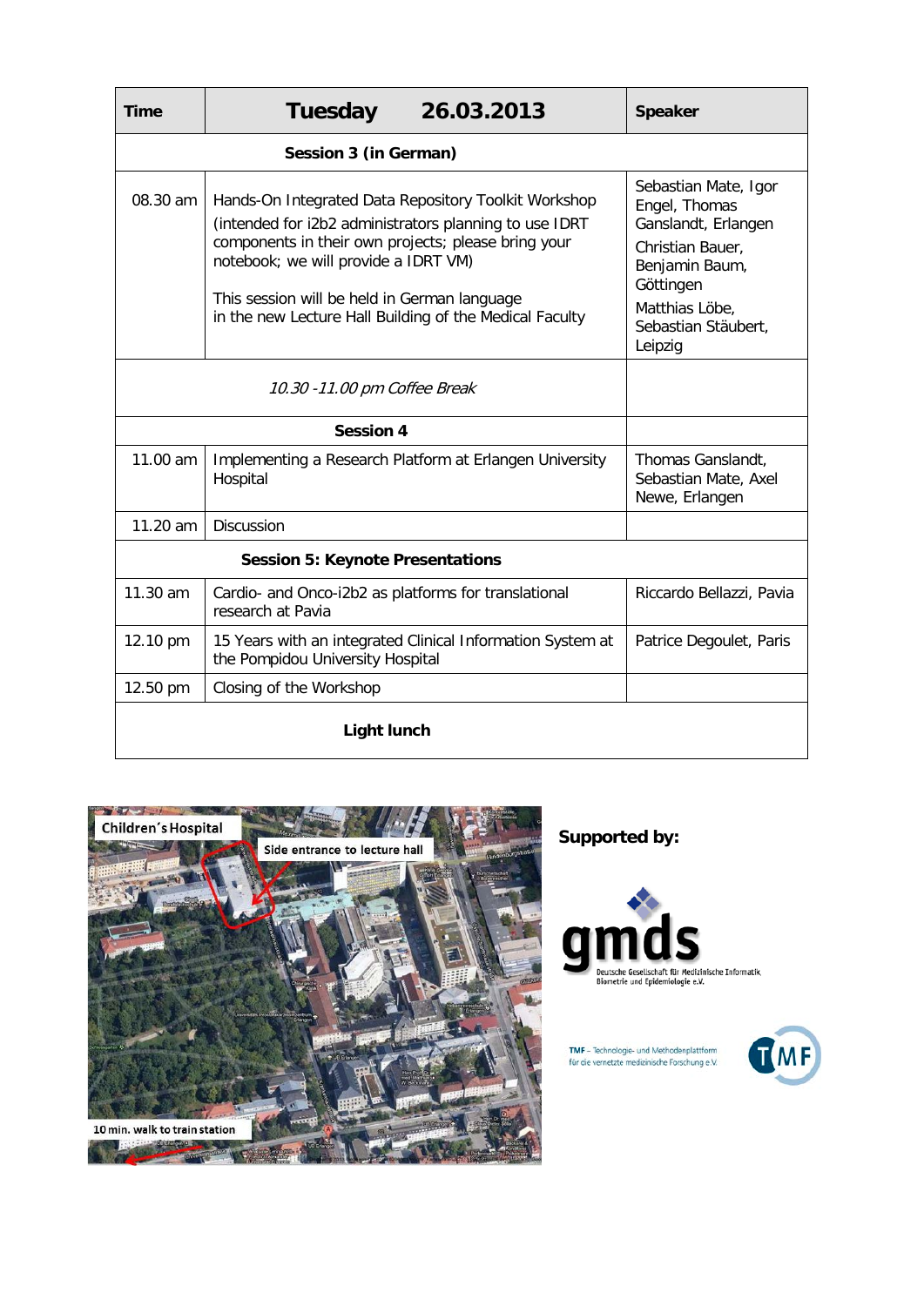| Time | Tuesday 26.03.2013 | Speaker |
|---|---|---|
| | **Session 3 (in German)** | |
| 08.30 am | Hands-On Integrated Data Repository Toolkit Workshop (intended for i2b2 administrators planning to use IDRT components in their own projects; please bring your notebook; we will provide a IDRT VM)<br><br>This session will be held in German language in the new Lecture Hall Building of the Medical Faculty | Sebastian Mate, Igor Engel, Thomas Ganslandt, Erlangen<br>Christian Bauer, Benjamin Baum, Göttingen<br>Matthias Löbe, Sebastian Stäubert, Leipzig |
| | *10.30 -11.00 pm Coffee Break* | |
| | **Session 4** | |
| 11.00 am | Implementing a Research Platform at Erlangen University Hospital | Thomas Ganslandt, Sebastian Mate, Axel Newe, Erlangen |
| 11.20 am | Discussion | |
| | **Session 5: Keynote Presentations** | |
| 11.30 am | Cardio- and Onco-i2b2 as platforms for translational research at Pavia | Riccardo Bellazzi, Pavia |
| 12.10 pm | 15 Years with an integrated Clinical Information System at the Pompidou University Hospital | Patrice Degoulet, Paris |
| 12.50 pm | Closing of the Workshop | |
| | **Light lunch** | |

Children´s Hospital

Side entrance to lecture hall

10 min. walk to train station

**Supported by:**

gmds
Deutsche Gesellschaft für Medizinische Informatik, Biometrie und Epidemiologie e.V.

TMF – Technologie- und Methodenplattform für die vernetzte medizinische Forschung e.V.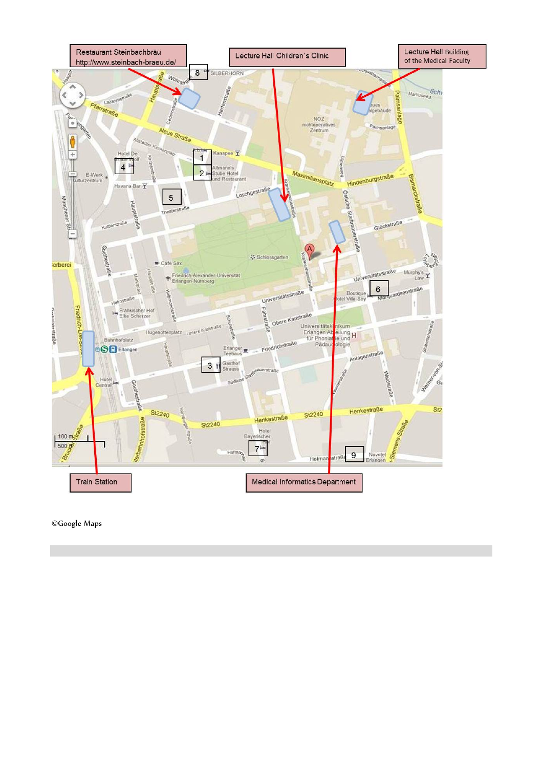Restaurant Steinbachbräu
http://www.steinbach-braeu.de/

Lecture Hall Children´s Clinic

Lecture Hall Building of the Medical Faculty

Train Station

Medical Informatics Department

©Google Maps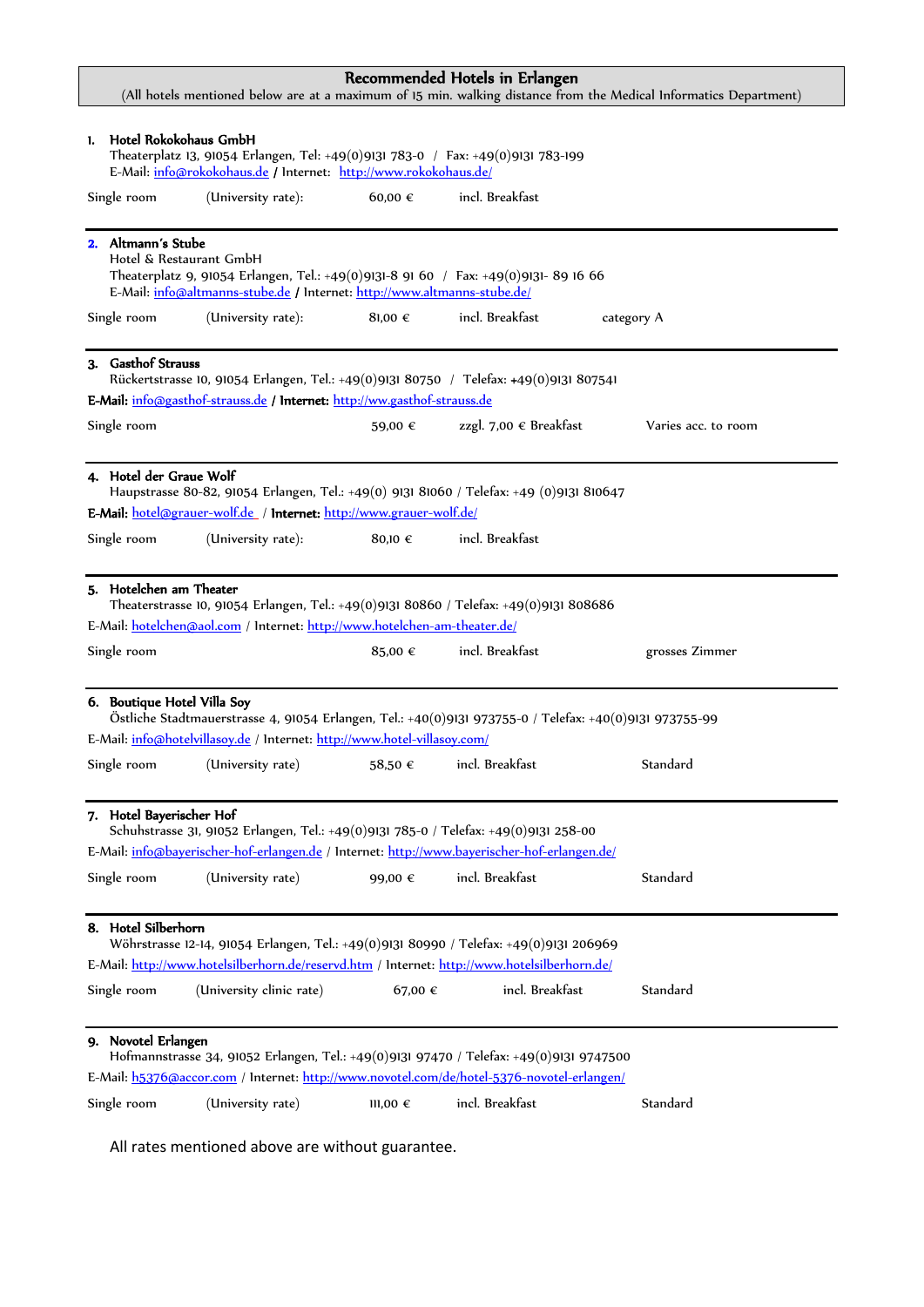# Recommended Hotels in Erlangen

(All hotels mentioned below are at a maximum of 15 min. walking distance from the Medical Informatics Department)

**1. Hotel Rokokohaus GmbH**
Theaterplatz 13, 91054 Erlangen, Tel: +49(0)9131 783-0 / Fax: +49(0)9131 783-199
E-Mail: info@rokokohaus.de / Internet: http://www.rokokohaus.de/

| | | | | |
|---|---|---|---|---|
| Single room | (University rate): | 60,00 € | incl. Breakfast | |

**2. Altmann's Stube**
Hotel & Restaurant GmbH
Theaterplatz 9, 91054 Erlangen, Tel.: +49(0)9131-8 91 60 / Fax: +49(0)9131- 89 16 66
E-Mail: info@altmanns-stube.de / Internet: http://www.altmanns-stube.de/

| | | | | |
|---|---|---|---|---|
| Single room | (University rate): | 81,00 € | incl. Breakfast | category A |

**3. Gasthof Strauss**
Rückertstrasse 10, 91054 Erlangen, Tel.: +49(0)9131 80750 / Telefax: +49(0)9131 807541
**E-Mail:** info@gasthof-strauss.de / **Internet:** http://ww.gasthof-strauss.de

| | | | | |
|---|---|---|---|---|
| Single room | | 59,00 € | zzgl. 7,00 € Breakfast | Varies acc. to room |

**4. Hotel der Graue Wolf**
Haupstrasse 80-82, 91054 Erlangen, Tel.: +49(0) 9131 81060 / Telefax: +49 (0)9131 810647
**E-Mail:** hotel@grauer-wolf.de / **Internet:** http://www.grauer-wolf.de/

| | | | | |
|---|---|---|---|---|
| Single room | (University rate): | 80,10 € | incl. Breakfast | |

**5. Hotelchen am Theater**
Theaterstrasse 10, 91054 Erlangen, Tel.: +49(0)9131 80860 / Telefax: +49(0)9131 808686
E-Mail: hotelchen@aol.com / Internet: http://www.hotelchen-am-theater.de/

| | | | | |
|---|---|---|---|---|
| Single room | | 85,00 € | incl. Breakfast | grosses Zimmer |

**6. Boutique Hotel Villa Soy**
Östliche Stadtmauerstrasse 4, 91054 Erlangen, Tel.: +40(0)9131 973755-0 / Telefax: +40(0)9131 973755-99
E-Mail: info@hotelvillasoy.de / Internet: http://www.hotel-villasoy.com/

| | | | | |
|---|---|---|---|---|
| Single room | (University rate) | 58,50 € | incl. Breakfast | Standard |

**7. Hotel Bayerischer Hof**
Schuhstrasse 31, 91052 Erlangen, Tel.: +49(0)9131 785-0 / Telefax: +49(0)9131 258-00
E-Mail: info@bayerischer-hof-erlangen.de / Internet: http://www.bayerischer-hof-erlangen.de/

| | | | | |
|---|---|---|---|---|
| Single room | (University rate) | 99,00 € | incl. Breakfast | Standard |

**8. Hotel Silberhorn**
Wöhrstrasse 12-14, 91054 Erlangen, Tel.: +49(0)9131 80990 / Telefax: +49(0)9131 206969
E-Mail: http://www.hotelsilberhorn.de/reservd.htm / Internet: http://www.hotelsilberhorn.de/

| | | | | |
|---|---|---|---|---|
| Single room | (University clinic rate) | 67,00 € | incl. Breakfast | Standard |

**9. Novotel Erlangen**
Hofmannstrasse 34, 91052 Erlangen, Tel.: +49(0)9131 97470 / Telefax: +49(0)9131 9747500
E-Mail: h5376@accor.com / Internet: http://www.novotel.com/de/hotel-5376-novotel-erlangen/

| | | | | |
|---|---|---|---|---|
| Single room | (University rate) | 111,00 € | incl. Breakfast | Standard |

All rates mentioned above are without guarantee.